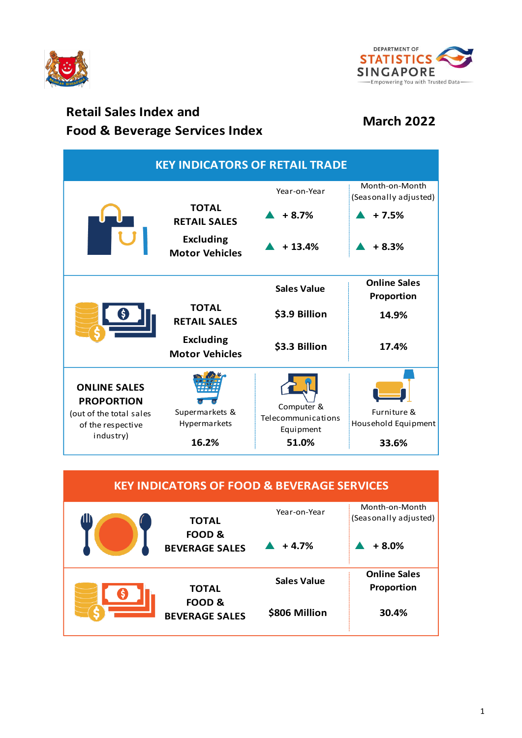# Retail Sales Index and Food & Beverage Services Index

**March 2022**

## KEY INDICATORS OF RETAIL TRADE

| | Year-on-Year | Month-on-Month (Seasonally adjusted) |
|---|---|---|
| **TOTAL RETAIL SALES** | ▲ **+ 8.7%** | ▲ **+ 7.5%** |
| **Excluding Motor Vehicles** | ▲ **+ 13.4%** | ▲ **+ 8.3%** |

| | Sales Value | Online Sales Proportion |
|---|---|---|
| **TOTAL RETAIL SALES** | **$3.9 Billion** | **14.9%** |
| **Excluding Motor Vehicles** | **$3.3 Billion** | **17.4%** |

**ONLINE SALES PROPORTION** (out of the total sales of the respective industry)

| Supermarkets & Hypermarkets | Computer & Telecommunications Equipment | Furniture & Household Equipment |
|---|---|---|
| **16.2%** | **51.0%** | **33.6%** |

## KEY INDICATORS OF FOOD & BEVERAGE SERVICES

| | Year-on-Year | Month-on-Month (Seasonally adjusted) |
|---|---|---|
| **TOTAL FOOD & BEVERAGE SALES** | ▲ **+ 4.7%** | ▲ **+ 8.0%** |

| | Sales Value | Online Sales Proportion |
|---|---|---|
| **TOTAL FOOD & BEVERAGE SALES** | **$806 Million** | **30.4%** |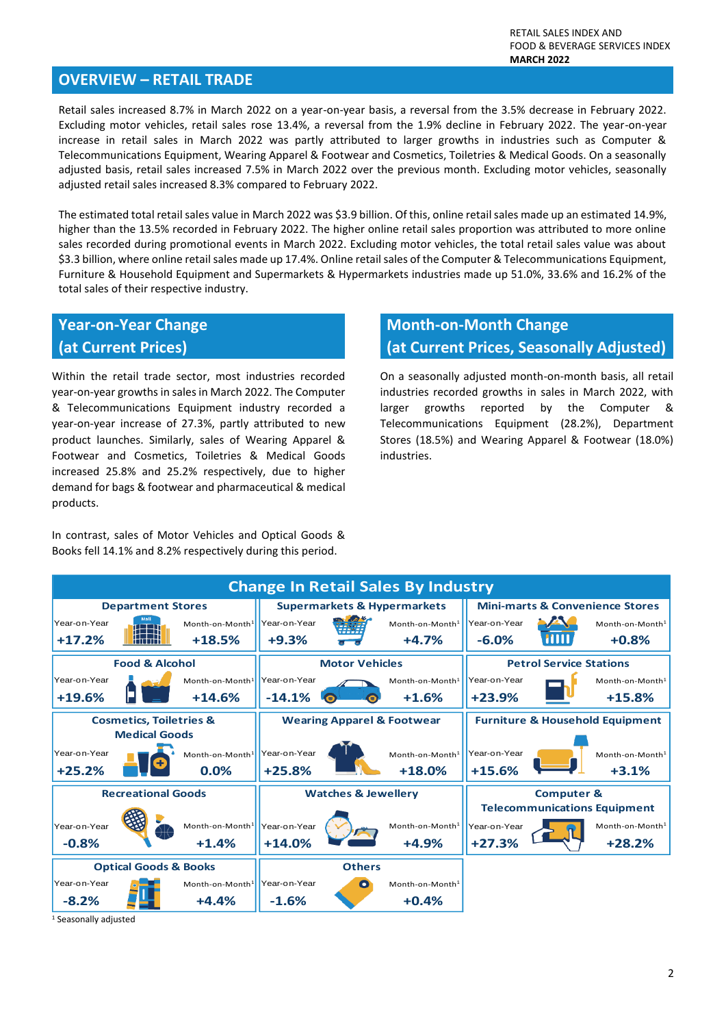## OVERVIEW – RETAIL TRADE

Retail sales increased 8.7% in March 2022 on a year-on-year basis, a reversal from the 3.5% decrease in February 2022. Excluding motor vehicles, retail sales rose 13.4%, a reversal from the 1.9% decline in February 2022. The year-on-year increase in retail sales in March 2022 was partly attributed to larger growths in industries such as Computer & Telecommunications Equipment, Wearing Apparel & Footwear and Cosmetics, Toiletries & Medical Goods. On a seasonally adjusted basis, retail sales increased 7.5% in March 2022 over the previous month. Excluding motor vehicles, seasonally adjusted retail sales increased 8.3% compared to February 2022.

The estimated total retail sales value in March 2022 was $3.9 billion. Of this, online retail sales made up an estimated 14.9%, higher than the 13.5% recorded in February 2022. The higher online retail sales proportion was attributed to more online sales recorded during promotional events in March 2022. Excluding motor vehicles, the total retail sales value was about $3.3 billion, where online retail sales made up 17.4%. Online retail sales of the Computer & Telecommunications Equipment, Furniture & Household Equipment and Supermarkets & Hypermarkets industries made up 51.0%, 33.6% and 16.2% of the total sales of their respective industry.

### Year-on-Year Change (at Current Prices)

Within the retail trade sector, most industries recorded year-on-year growths in sales in March 2022. The Computer & Telecommunications Equipment industry recorded a year-on-year increase of 27.3%, partly attributed to new product launches. Similarly, sales of Wearing Apparel & Footwear and Cosmetics, Toiletries & Medical Goods increased 25.8% and 25.2% respectively, due to higher demand for bags & footwear and pharmaceutical & medical products.

In contrast, sales of Motor Vehicles and Optical Goods & Books fell 14.1% and 8.2% respectively during this period.

### Month-on-Month Change (at Current Prices, Seasonally Adjusted)

On a seasonally adjusted month-on-month basis, all retail industries recorded growths in sales in March 2022, with larger growths reported by the Computer & Telecommunications Equipment (28.2%), Department Stores (18.5%) and Wearing Apparel & Footwear (18.0%) industries.

### Change In Retail Sales By Industry

| Industry | Year-on-Year | Month-on-Month[1] |
|---|---|---|
| Department Stores | +17.2% | +18.5% |
| Supermarkets & Hypermarkets | +9.3% | +4.7% |
| Mini-marts & Convenience Stores | -6.0% | +0.8% |
| Food & Alcohol | +19.6% | +14.6% |
| Motor Vehicles | -14.1% | +1.6% |
| Petrol Service Stations | +23.9% | +15.8% |
| Cosmetics, Toiletries & Medical Goods | +25.2% | 0.0% |
| Wearing Apparel & Footwear | +25.8% | +18.0% |
| Furniture & Household Equipment | +15.6% | +3.1% |
| Recreational Goods | -0.8% | +1.4% |
| Watches & Jewellery | +14.0% | +4.9% |
| Computer & Telecommunications Equipment | +27.3% | +28.2% |
| Optical Goods & Books | -8.2% | +4.4% |
| Others | -1.6% | +0.4% |

[1] Seasonally adjusted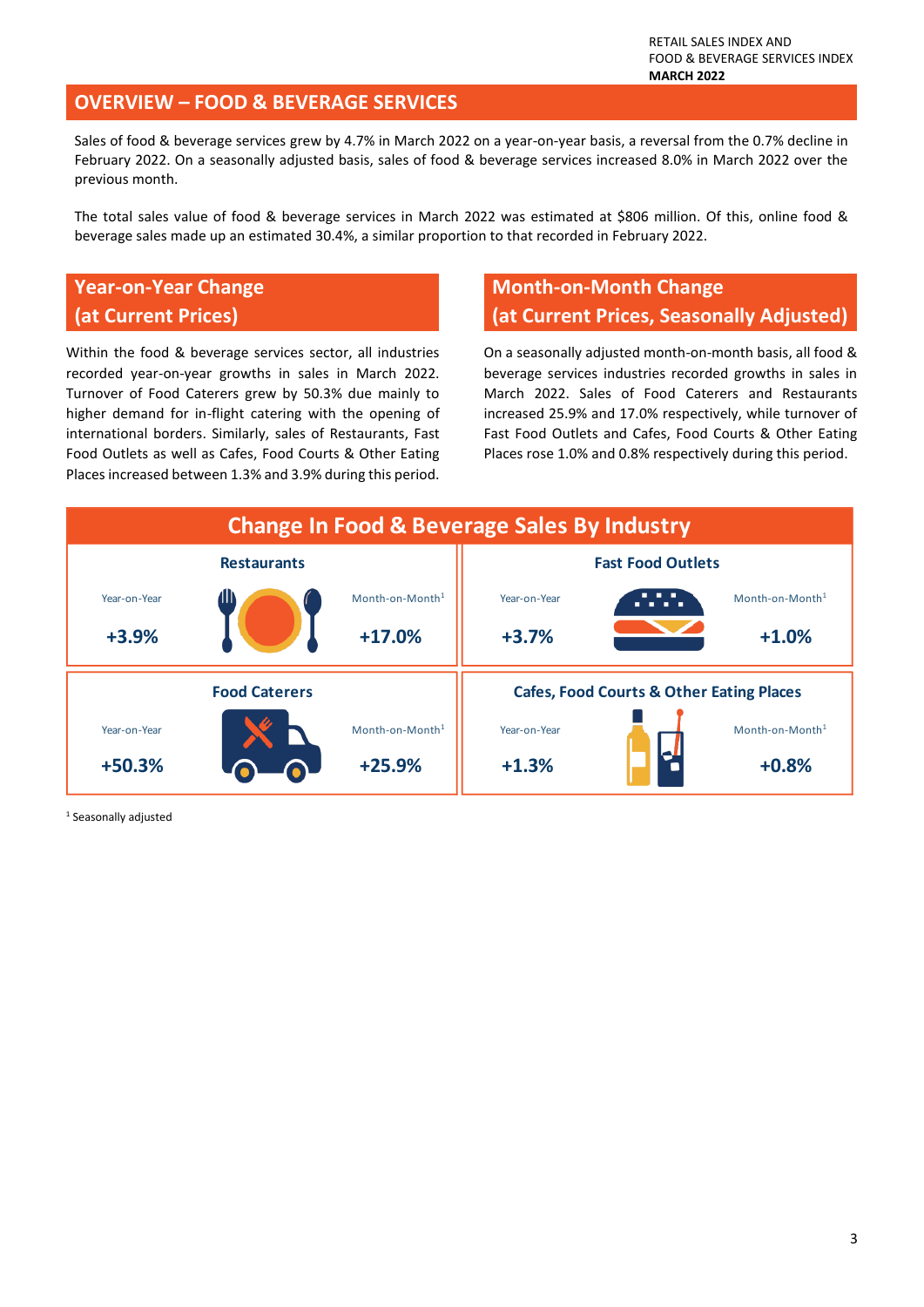## OVERVIEW – FOOD & BEVERAGE SERVICES

Sales of food & beverage services grew by 4.7% in March 2022 on a year-on-year basis, a reversal from the 0.7% decline in February 2022. On a seasonally adjusted basis, sales of food & beverage services increased 8.0% in March 2022 over the previous month.

The total sales value of food & beverage services in March 2022 was estimated at $806 million. Of this, online food & beverage sales made up an estimated 30.4%, a similar proportion to that recorded in February 2022.

### Year-on-Year Change (at Current Prices)

Within the food & beverage services sector, all industries recorded year-on-year growths in sales in March 2022. Turnover of Food Caterers grew by 50.3% due mainly to higher demand for in-flight catering with the opening of international borders. Similarly, sales of Restaurants, Fast Food Outlets as well as Cafes, Food Courts & Other Eating Places increased between 1.3% and 3.9% during this period.

### Month-on-Month Change (at Current Prices, Seasonally Adjusted)

On a seasonally adjusted month-on-month basis, all food & beverage services industries recorded growths in sales in March 2022. Sales of Food Caterers and Restaurants increased 25.9% and 17.0% respectively, while turnover of Fast Food Outlets and Cafes, Food Courts & Other Eating Places rose 1.0% and 0.8% respectively during this period.

### Change In Food & Beverage Sales By Industry

| Industry | Year-on-Year | Month-on-Month[1] |
|---|---|---|
| Restaurants | +3.9% | +17.0% |
| Fast Food Outlets | +3.7% | +1.0% |
| Food Caterers | +50.3% | +25.9% |
| Cafes, Food Courts & Other Eating Places | +1.3% | +0.8% |

[1] Seasonally adjusted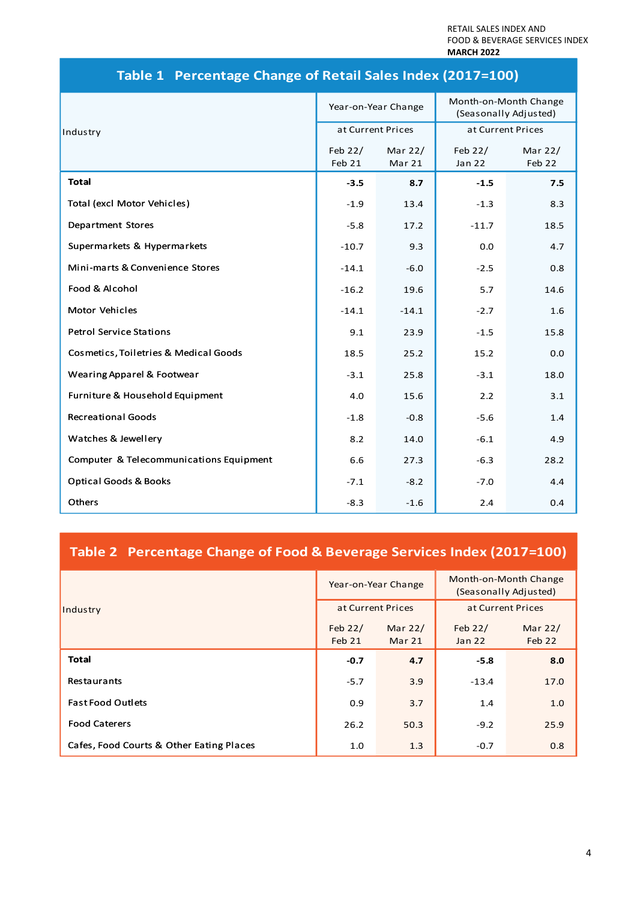## Table 1 Percentage Change of Retail Sales Index (2017=100)

| Industry | Year-on-Year Change at Current Prices | | Month-on-Month Change (Seasonally Adjusted) at Current Prices | |
|---|---|---|---|---|
| | Feb 22/ Feb 21 | Mar 22/ Mar 21 | Feb 22/ Jan 22 | Mar 22/ Feb 22 |
| **Total** | **-3.5** | **8.7** | **-1.5** | **7.5** |
| Total (excl Motor Vehicles) | -1.9 | 13.4 | -1.3 | 8.3 |
| Department Stores | -5.8 | 17.2 | -11.7 | 18.5 |
| Supermarkets & Hypermarkets | -10.7 | 9.3 | 0.0 | 4.7 |
| Mini-marts & Convenience Stores | -14.1 | -6.0 | -2.5 | 0.8 |
| Food & Alcohol | -16.2 | 19.6 | 5.7 | 14.6 |
| Motor Vehicles | -14.1 | -14.1 | -2.7 | 1.6 |
| Petrol Service Stations | 9.1 | 23.9 | -1.5 | 15.8 |
| Cosmetics, Toiletries & Medical Goods | 18.5 | 25.2 | 15.2 | 0.0 |
| Wearing Apparel & Footwear | -3.1 | 25.8 | -3.1 | 18.0 |
| Furniture & Household Equipment | 4.0 | 15.6 | 2.2 | 3.1 |
| Recreational Goods | -1.8 | -0.8 | -5.6 | 1.4 |
| Watches & Jewellery | 8.2 | 14.0 | -6.1 | 4.9 |
| Computer & Telecommunications Equipment | 6.6 | 27.3 | -6.3 | 28.2 |
| Optical Goods & Books | -7.1 | -8.2 | -7.0 | 4.4 |
| Others | -8.3 | -1.6 | 2.4 | 0.4 |

## Table 2 Percentage Change of Food & Beverage Services Index (2017=100)

| Industry | Year-on-Year Change at Current Prices | | Month-on-Month Change (Seasonally Adjusted) at Current Prices | |
|---|---|---|---|---|
| | Feb 22/ Feb 21 | Mar 22/ Mar 21 | Feb 22/ Jan 22 | Mar 22/ Feb 22 |
| **Total** | **-0.7** | **4.7** | **-5.8** | **8.0** |
| Restaurants | -5.7 | 3.9 | -13.4 | 17.0 |
| Fast Food Outlets | 0.9 | 3.7 | 1.4 | 1.0 |
| Food Caterers | 26.2 | 50.3 | -9.2 | 25.9 |
| Cafes, Food Courts & Other Eating Places | 1.0 | 1.3 | -0.7 | 0.8 |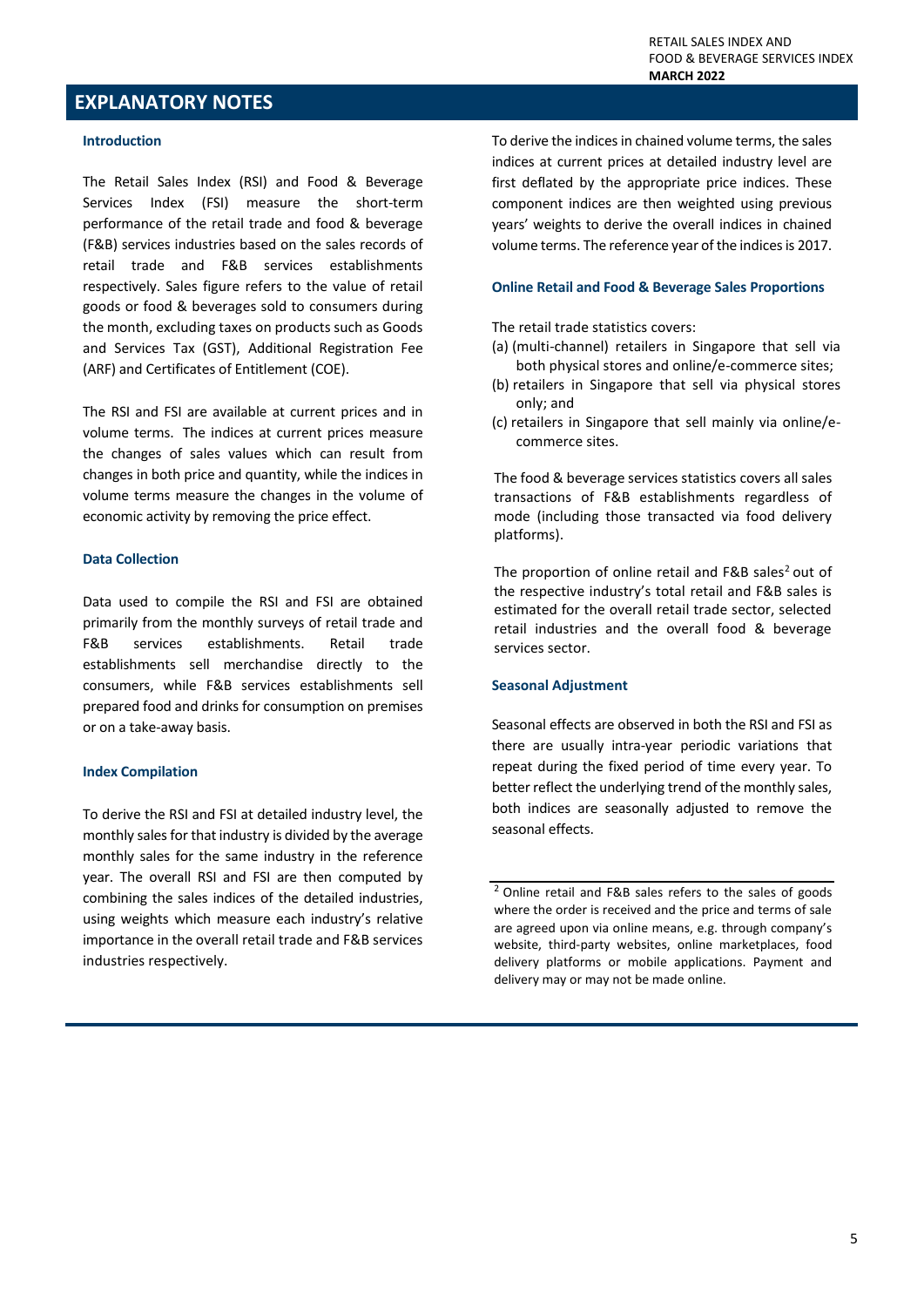# EXPLANATORY NOTES

### Introduction

The Retail Sales Index (RSI) and Food & Beverage Services Index (FSI) measure the short-term performance of the retail trade and food & beverage (F&B) services industries based on the sales records of retail trade and F&B services establishments respectively. Sales figure refers to the value of retail goods or food & beverages sold to consumers during the month, excluding taxes on products such as Goods and Services Tax (GST), Additional Registration Fee (ARF) and Certificates of Entitlement (COE).

The RSI and FSI are available at current prices and in volume terms. The indices at current prices measure the changes of sales values which can result from changes in both price and quantity, while the indices in volume terms measure the changes in the volume of economic activity by removing the price effect.

### Data Collection

Data used to compile the RSI and FSI are obtained primarily from the monthly surveys of retail trade and F&B services establishments. Retail trade establishments sell merchandise directly to the consumers, while F&B services establishments sell prepared food and drinks for consumption on premises or on a take-away basis.

### Index Compilation

To derive the RSI and FSI at detailed industry level, the monthly sales for that industry is divided by the average monthly sales for the same industry in the reference year. The overall RSI and FSI are then computed by combining the sales indices of the detailed industries, using weights which measure each industry's relative importance in the overall retail trade and F&B services industries respectively.

To derive the indices in chained volume terms, the sales indices at current prices at detailed industry level are first deflated by the appropriate price indices. These component indices are then weighted using previous years' weights to derive the overall indices in chained volume terms. The reference year of the indices is 2017.

### Online Retail and Food & Beverage Sales Proportions

The retail trade statistics covers:

(a) (multi-channel) retailers in Singapore that sell via both physical stores and online/e-commerce sites;
(b) retailers in Singapore that sell via physical stores only; and
(c) retailers in Singapore that sell mainly via online/e-commerce sites.

The food & beverage services statistics covers all sales transactions of F&B establishments regardless of mode (including those transacted via food delivery platforms).

The proportion of online retail and F&B sales[2] out of the respective industry's total retail and F&B sales is estimated for the overall retail trade sector, selected retail industries and the overall food & beverage services sector.

### Seasonal Adjustment

Seasonal effects are observed in both the RSI and FSI as there are usually intra-year periodic variations that repeat during the fixed period of time every year. To better reflect the underlying trend of the monthly sales, both indices are seasonally adjusted to remove the seasonal effects.

---

[2] Online retail and F&B sales refers to the sales of goods where the order is received and the price and terms of sale are agreed upon via online means, e.g. through company's website, third-party websites, online marketplaces, food delivery platforms or mobile applications. Payment and delivery may or may not be made online.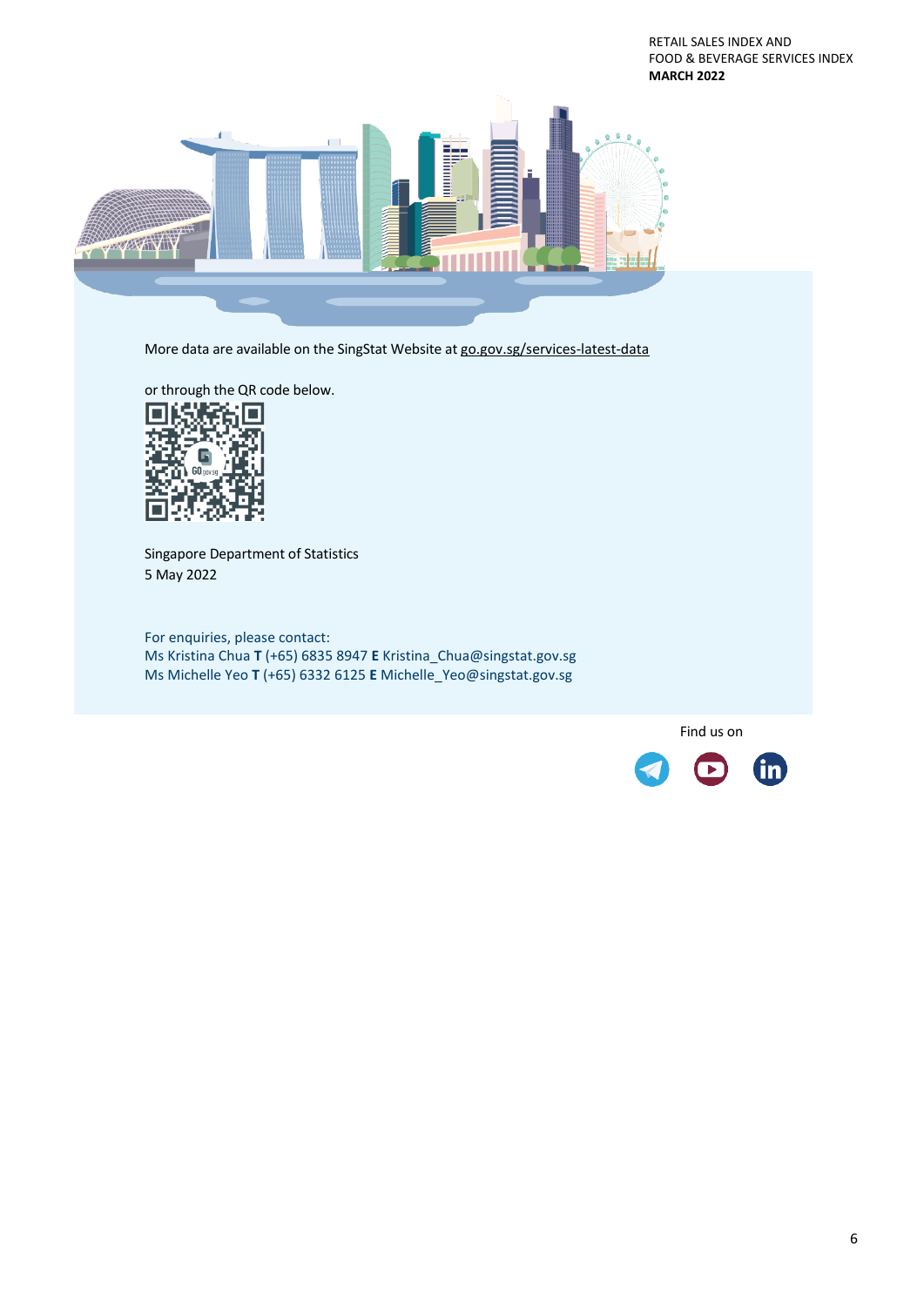More data are available on the SingStat Website at go.gov.sg/services-latest-data

or through the QR code below.

Singapore Department of Statistics
5 May 2022

For enquiries, please contact:
Ms Kristina Chua **T** (+65) 6835 8947 **E** Kristina_Chua@singstat.gov.sg
Ms Michelle Yeo **T** (+65) 6332 6125 **E** Michelle_Yeo@singstat.gov.sg

Find us on